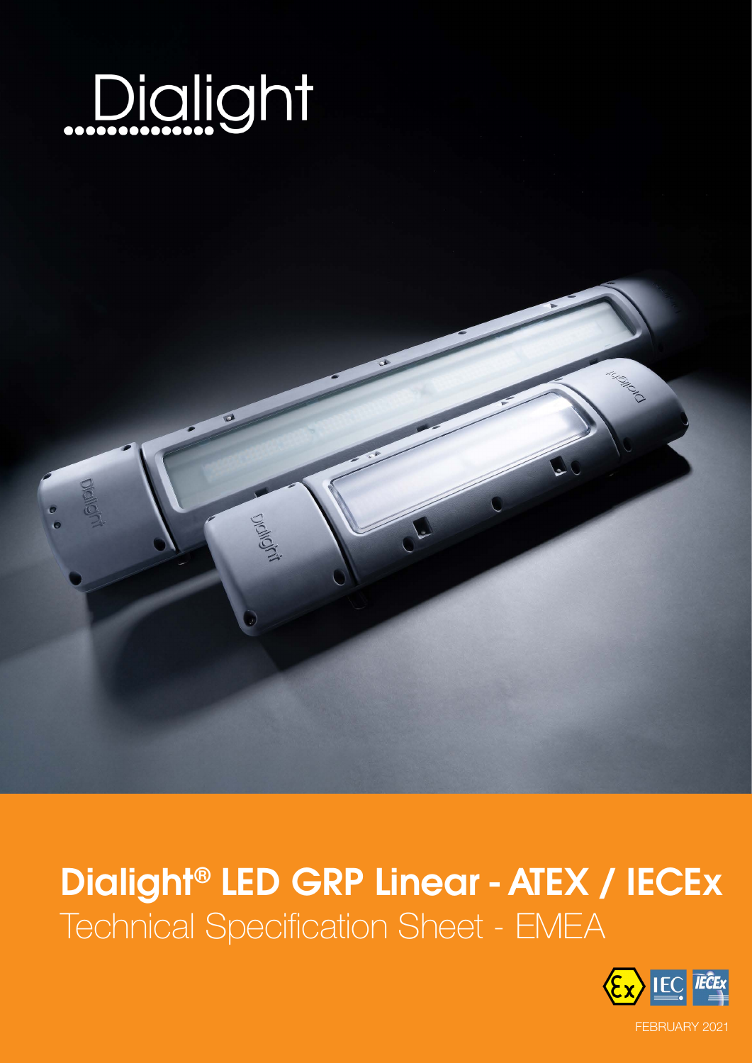Dialight

# Dialight® LED GRP Linear - ATEX / IECEx

## Technical Specification Sheet - EMEA

FEBRUARY 2021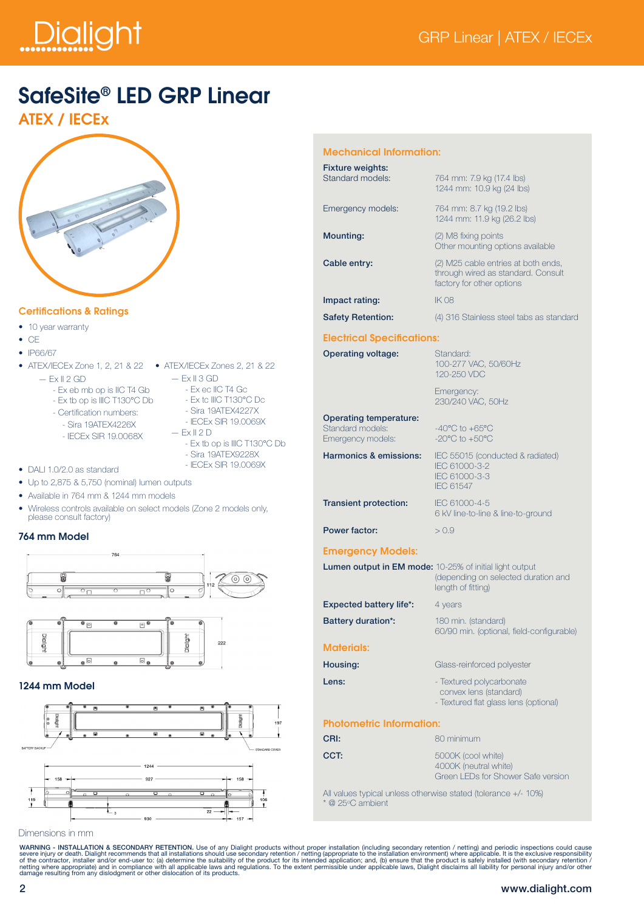# SafeSite® LED GRP Linear

## ATEX / IECEx

### Certifications & Ratings

- 10 year warranty
- CE
- IP66/67
- ATEX/IECEx Zone 1, 2, 21 & 22
  - Ex II 2 GD
    - Ex eb mb op is IIC T4 Gb
    - Ex tb op is IIIC T130°C Db
    - Certification numbers:
      - Sira 19ATEX4226X
      - IECEx SIR 19.0068X
- ATEX/IECEx Zones 2, 21 & 22
  - Ex II 3 GD
    - Ex ec IIC T4 Gc
    - Ex tc IIIC T130°C Dc
    - Sira 19ATEX4227X
    - IECEx SIR 19.0069X
  - Ex II 2 D
    - Ex tb op is IIIC T130°C Db
    - Sira 19ATEX9228X
    - IECEx SIR 19.0069X
- DALI 1.0/2.0 as standard
- Up to 2,875 & 5,750 (nominal) lumen outputs
- Available in 764 mm & 1244 mm models
- Wireless controls available on select models (Zone 2 models only, please consult factory)

### 764 mm Model

### 1244 mm Model

Dimensions in mm

### Mechanical Information:

| | |
|---|---|
| **Fixture weights:** | |
| Standard models: | 764 mm: 7.9 kg (17.4 lbs)<br>1244 mm: 10.9 kg (24 lbs) |
| Emergency models: | 764 mm: 8.7 kg (19.2 lbs)<br>1244 mm: 11.9 kg (26.2 lbs) |
| **Mounting:** | (2) M8 fixing points<br>Other mounting options available |
| **Cable entry:** | (2) M25 cable entries at both ends, through wired as standard. Consult factory for other options |
| **Impact rating:** | IK 08 |
| **Safety Retention:** | (4) 316 Stainless steel tabs as standard |

### Electrical Specifications:

| | |
|---|---|
| **Operating voltage:** | Standard:<br>100-277 VAC, 50/60Hz<br>120-250 VDC<br>Emergency:<br>230/240 VAC, 50Hz |
| **Operating temperature:** | |
| Standard models: | -40°C to +65°C |
| Emergency models: | -20°C to +50°C |
| **Harmonics & emissions:** | IEC 55015 (conducted & radiated)<br>IEC 61000-3-2<br>IEC 61000-3-3<br>IEC 61547 |
| **Transient protection:** | IEC 61000-4-5<br>6 kV line-to-line & line-to-ground |
| **Power factor:** | > 0.9 |

### Emergency Models:

| | |
|---|---|
| **Lumen output in EM mode:** | 10-25% of initial light output (depending on selected duration and length of fitting) |
| **Expected battery life*:** | 4 years |
| **Battery duration*:** | 180 min. (standard)<br>60/90 min. (optional, field-configurable) |

### Materials:

| | |
|---|---|
| **Housing:** | Glass-reinforced polyester |
| **Lens:** | - Textured polycarbonate convex lens (standard)<br>- Textured flat glass lens (optional) |

### Photometric Information:

| | |
|---|---|
| **CRI:** | 80 minimum |
| **CCT:** | 5000K (cool white)<br>4000K (neutral white)<br>Green LEDs for Shower Safe version |

All values typical unless otherwise stated (tolerance +/- 10%)
* @ 25°C ambient

**WARNING - INSTALLATION & SECONDARY RETENTION.** Use of any Dialight products without proper installation (including secondary retention / netting) and periodic inspections could cause severe injury or death. Dialight recommends that all installations should use secondary retention / netting (appropriate to the installation environment) where applicable. It is the exclusive responsibility of the contractor, installer and/or end-user to: (a) determine the suitability of the product for its intended application; and, (b) ensure that the product is safely installed (with secondary retention / netting where appropriate) and in compliance with all applicable laws and regulations. To the extent permissible under applicable laws, Dialight disclaims all liability for personal injury and/or other damage resulting from any dislodgment or other dislocation of its products.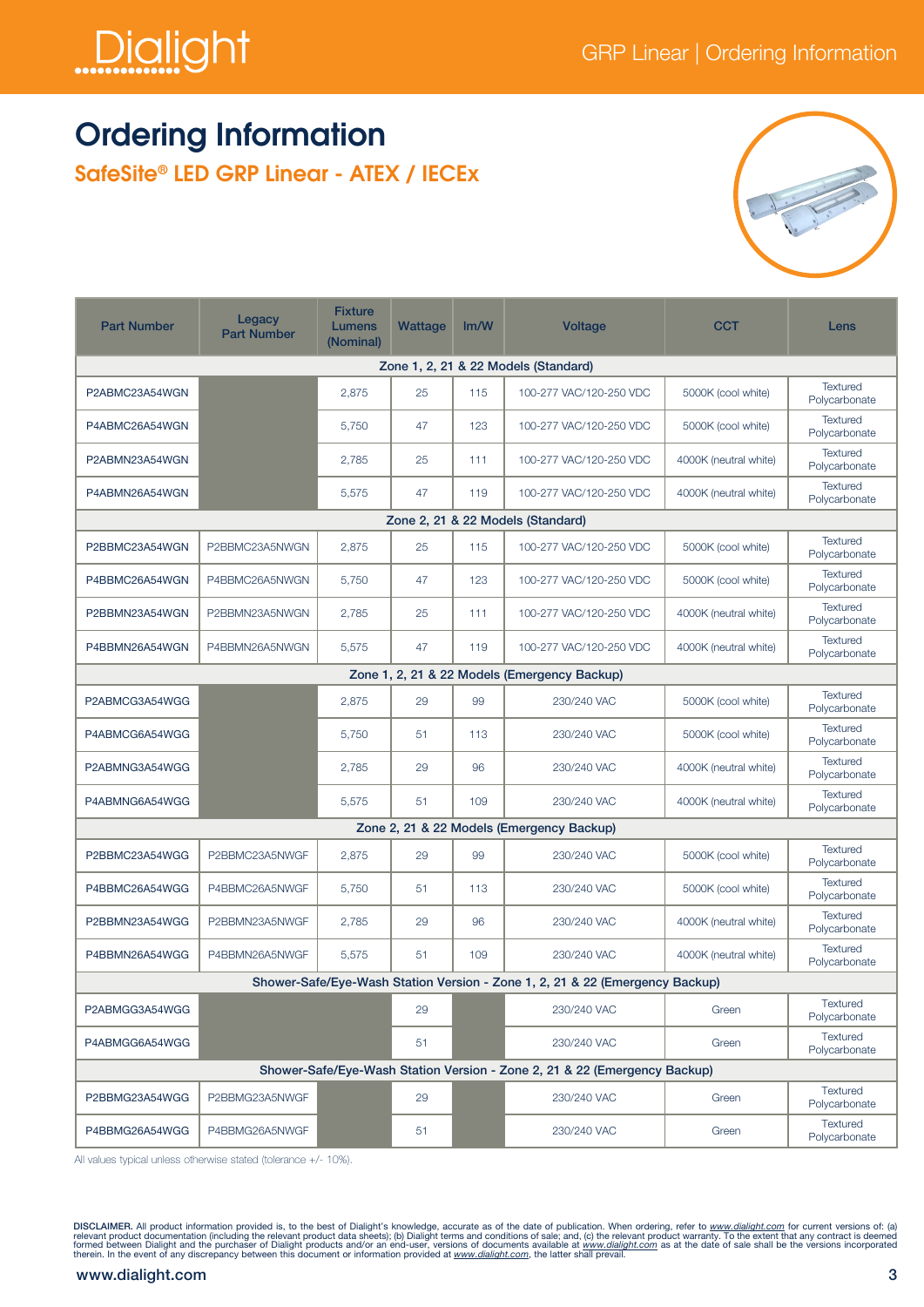# Ordering Information

## SafeSite® LED GRP Linear - ATEX / IECEx

| Part Number | Legacy Part Number | Fixture Lumens (Nominal) | Wattage | lm/W | Voltage | CCT | Lens |
|---|---|---|---|---|---|---|---|
| **Zone 1, 2, 21 & 22 Models (Standard)** | | | | | | | |
| P2ABMC23A54WGN | | 2,875 | 25 | 115 | 100-277 VAC/120-250 VDC | 5000K (cool white) | Textured Polycarbonate |
| P4ABMC26A54WGN | | 5,750 | 47 | 123 | 100-277 VAC/120-250 VDC | 5000K (cool white) | Textured Polycarbonate |
| P2ABMN23A54WGN | | 2,785 | 25 | 111 | 100-277 VAC/120-250 VDC | 4000K (neutral white) | Textured Polycarbonate |
| P4ABMN26A54WGN | | 5,575 | 47 | 119 | 100-277 VAC/120-250 VDC | 4000K (neutral white) | Textured Polycarbonate |
| **Zone 2, 21 & 22 Models (Standard)** | | | | | | | |
| P2BBMC23A54WGN | P2BBMC23A5NWGN | 2,875 | 25 | 115 | 100-277 VAC/120-250 VDC | 5000K (cool white) | Textured Polycarbonate |
| P4BBMC26A54WGN | P4BBMC26A5NWGN | 5,750 | 47 | 123 | 100-277 VAC/120-250 VDC | 5000K (cool white) | Textured Polycarbonate |
| P2BBMN23A54WGN | P2BBMN23A5NWGN | 2,785 | 25 | 111 | 100-277 VAC/120-250 VDC | 4000K (neutral white) | Textured Polycarbonate |
| P4BBMN26A54WGN | P4BBMN26A5NWGN | 5,575 | 47 | 119 | 100-277 VAC/120-250 VDC | 4000K (neutral white) | Textured Polycarbonate |
| **Zone 1, 2, 21 & 22 Models (Emergency Backup)** | | | | | | | |
| P2ABMCG3A54WGG | | 2,875 | 29 | 99 | 230/240 VAC | 5000K (cool white) | Textured Polycarbonate |
| P4ABMCG6A54WGG | | 5,750 | 51 | 113 | 230/240 VAC | 5000K (cool white) | Textured Polycarbonate |
| P2ABMNG3A54WGG | | 2,785 | 29 | 96 | 230/240 VAC | 4000K (neutral white) | Textured Polycarbonate |
| P4ABMNG6A54WGG | | 5,575 | 51 | 109 | 230/240 VAC | 4000K (neutral white) | Textured Polycarbonate |
| **Zone 2, 21 & 22 Models (Emergency Backup)** | | | | | | | |
| P2BBMC23A54WGG | P2BBMC23A5NWGF | 2,875 | 29 | 99 | 230/240 VAC | 5000K (cool white) | Textured Polycarbonate |
| P4BBMC26A54WGG | P4BBMC26A5NWGF | 5,750 | 51 | 113 | 230/240 VAC | 5000K (cool white) | Textured Polycarbonate |
| P2BBMN23A54WGG | P2BBMN23A5NWGF | 2,785 | 29 | 96 | 230/240 VAC | 4000K (neutral white) | Textured Polycarbonate |
| P4BBMN26A54WGG | P4BBMN26A5NWGF | 5,575 | 51 | 109 | 230/240 VAC | 4000K (neutral white) | Textured Polycarbonate |
| **Shower-Safe/Eye-Wash Station Version - Zone 1, 2, 21 & 22 (Emergency Backup)** | | | | | | | |
| P2ABMGG3A54WGG | | | 29 | | 230/240 VAC | Green | Textured Polycarbonate |
| P4ABMGG6A54WGG | | | 51 | | 230/240 VAC | Green | Textured Polycarbonate |
| **Shower-Safe/Eye-Wash Station Version - Zone 2, 21 & 22 (Emergency Backup)** | | | | | | | |
| P2BBMG23A54WGG | P2BBMG23A5NWGF | | 29 | | 230/240 VAC | Green | Textured Polycarbonate |
| P4BBMG26A54WGG | P4BBMG26A5NWGF | | 51 | | 230/240 VAC | Green | Textured Polycarbonate |

All values typical unless otherwise stated (tolerance +/- 10%).

**DISCLAIMER.** All product information provided is, to the best of Dialight's knowledge, accurate as of the date of publication. When ordering, refer to www.dialight.com for current versions of: (a) relevant product documentation (including the relevant product data sheets); (b) Dialight terms and conditions of sale; and, (c) the relevant product warranty. To the extent that any contract is deemed formed between Dialight and the purchaser of Dialight products and/or an end-user, versions of documents available at www.dialight.com as at the date of sale shall be the versions incorporated therein. In the event of any discrepancy between this document or information provided at www.dialight.com, the latter shall prevail.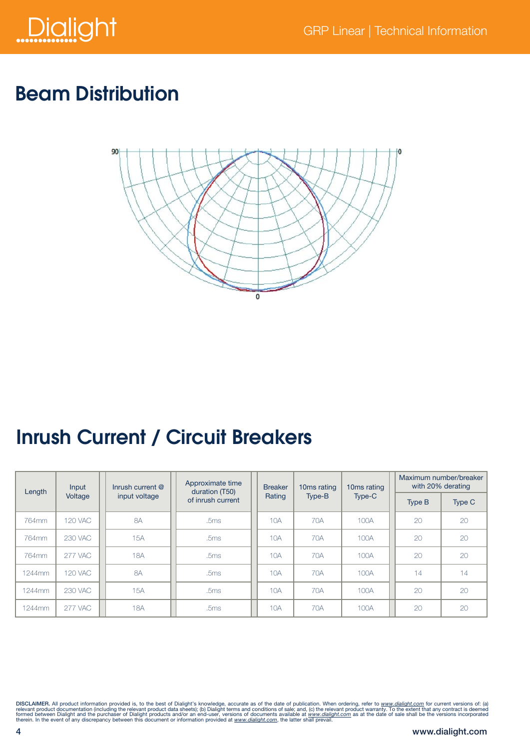## Beam Distribution

## Inrush Current / Circuit Breakers

| Length | Input Voltage | Inrush current @ input voltage | Approximate time duration (T50) of inrush current | Breaker Rating | 10ms rating Type-B | 10ms rating Type-C | Maximum number/breaker with 20% derating | |
|---|---|---|---|---|---|---|---|---|
| | | | | | | | Type B | Type C |
| 764mm | 120 VAC | 8A | .5ms | 10A | 70A | 100A | 20 | 20 |
| 764mm | 230 VAC | 15A | .5ms | 10A | 70A | 100A | 20 | 20 |
| 764mm | 277 VAC | 18A | .5ms | 10A | 70A | 100A | 20 | 20 |
| 1244mm | 120 VAC | 8A | .5ms | 10A | 70A | 100A | 14 | 14 |
| 1244mm | 230 VAC | 15A | .5ms | 10A | 70A | 100A | 20 | 20 |
| 1244mm | 277 VAC | 18A | .5ms | 10A | 70A | 100A | 20 | 20 |

**DISCLAIMER.** All product information provided is, to the best of Dialight's knowledge, accurate as of the date of publication. When ordering, refer to www.dialight.com for current versions of: (a) relevant product documentation (including the relevant product data sheets); (b) Dialight terms and conditions of sale; and, (c) the relevant product warranty. To the extent that any contract is deemed formed between Dialight and the purchaser of Dialight products and/or an end-user, versions of documents available at www.dialight.com as at the date of sale shall be the versions incorporated therein. In the event of any discrepancy between this document or information provided at www.dialight.com, the latter shall prevail.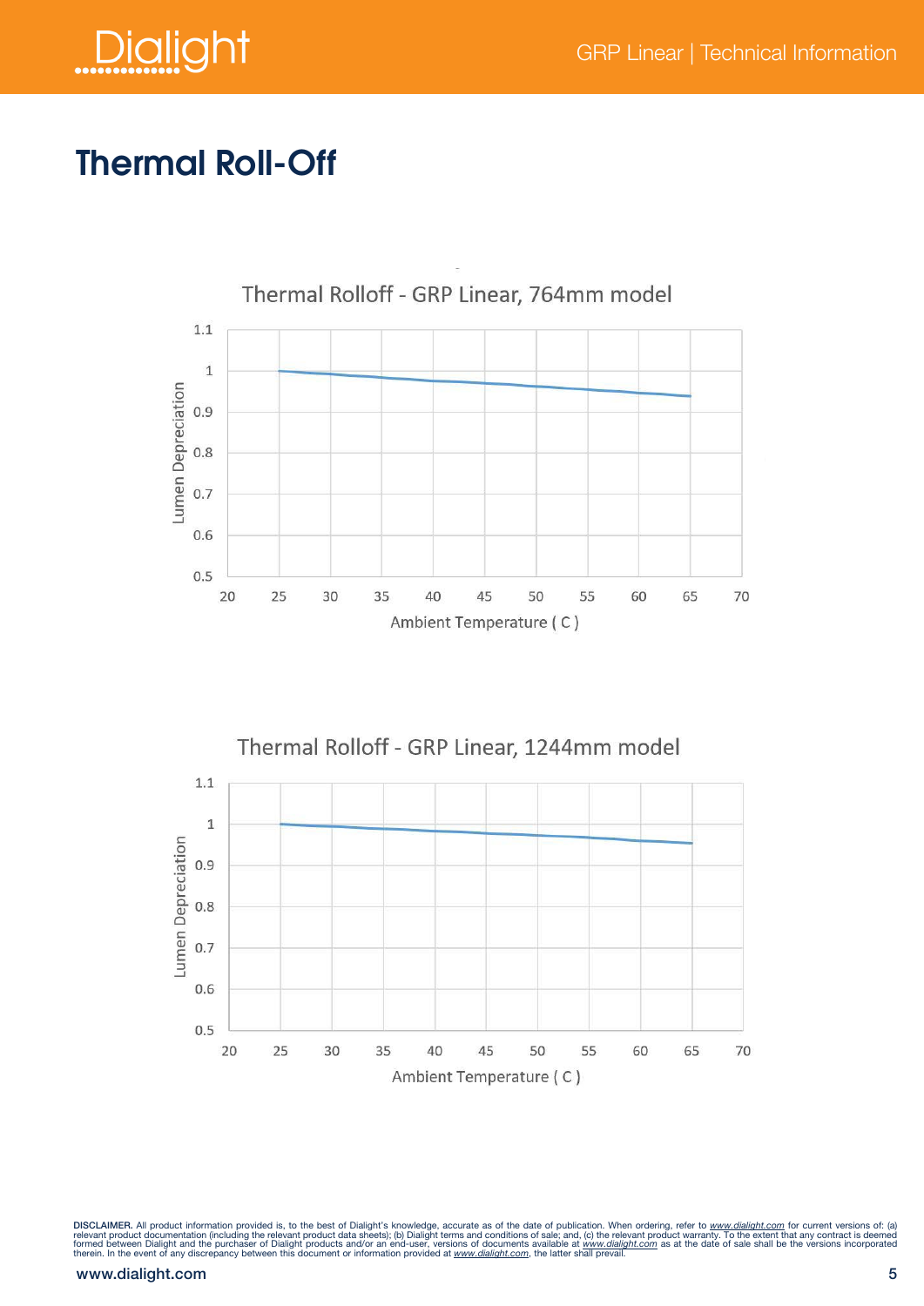# Thermal Roll-Off

Thermal Rolloff - GRP Linear, 764mm model

Lumen Depreciation

Ambient Temperature ( C )

Thermal Rolloff - GRP Linear, 1244mm model

Lumen Depreciation

Ambient Temperature ( C )

**DISCLAIMER.** All product information provided is, to the best of Dialight's knowledge, accurate as of the date of publication. When ordering, refer to www.dialight.com for current versions of: (a) relevant product documentation (including the relevant product data sheets); (b) Dialight terms and conditions of sale; and, (c) the relevant product warranty. To the extent that any contract is deemed formed between Dialight and the purchaser of Dialight products and/or an end-user, versions of documents available at www.dialight.com as at the date of sale shall be the versions incorporated therein. In the event of any discrepancy between this document or information provided at www.dialight.com, the latter shall prevail.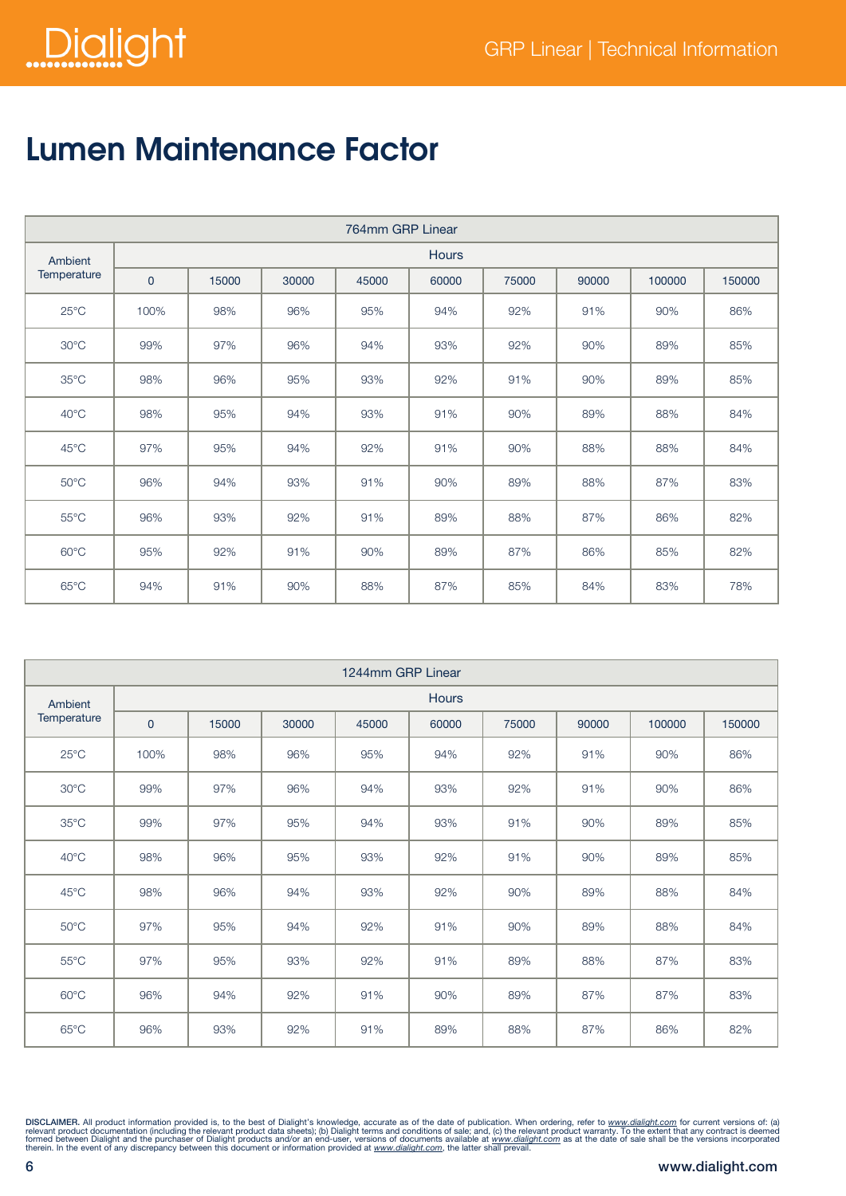# Lumen Maintenance Factor

| 764mm GRP Linear | | | | | | | | | |
|---|---|---|---|---|---|---|---|---|---|
| Ambient Temperature | Hours | | | | | | | | |
| | 0 | 15000 | 30000 | 45000 | 60000 | 75000 | 90000 | 100000 | 150000 |
| 25°C | 100% | 98% | 96% | 95% | 94% | 92% | 91% | 90% | 86% |
| 30°C | 99% | 97% | 96% | 94% | 93% | 92% | 90% | 89% | 85% |
| 35°C | 98% | 96% | 95% | 93% | 92% | 91% | 90% | 89% | 85% |
| 40°C | 98% | 95% | 94% | 93% | 91% | 90% | 89% | 88% | 84% |
| 45°C | 97% | 95% | 94% | 92% | 91% | 90% | 88% | 88% | 84% |
| 50°C | 96% | 94% | 93% | 91% | 90% | 89% | 88% | 87% | 83% |
| 55°C | 96% | 93% | 92% | 91% | 89% | 88% | 87% | 86% | 82% |
| 60°C | 95% | 92% | 91% | 90% | 89% | 87% | 86% | 85% | 82% |
| 65°C | 94% | 91% | 90% | 88% | 87% | 85% | 84% | 83% | 78% |

| 1244mm GRP Linear | | | | | | | | | |
|---|---|---|---|---|---|---|---|---|---|
| Ambient Temperature | Hours | | | | | | | | |
| | 0 | 15000 | 30000 | 45000 | 60000 | 75000 | 90000 | 100000 | 150000 |
| 25°C | 100% | 98% | 96% | 95% | 94% | 92% | 91% | 90% | 86% |
| 30°C | 99% | 97% | 96% | 94% | 93% | 92% | 91% | 90% | 86% |
| 35°C | 99% | 97% | 95% | 94% | 93% | 91% | 90% | 89% | 85% |
| 40°C | 98% | 96% | 95% | 93% | 92% | 91% | 90% | 89% | 85% |
| 45°C | 98% | 96% | 94% | 93% | 92% | 90% | 89% | 88% | 84% |
| 50°C | 97% | 95% | 94% | 92% | 91% | 90% | 89% | 88% | 84% |
| 55°C | 97% | 95% | 93% | 92% | 91% | 89% | 88% | 87% | 83% |
| 60°C | 96% | 94% | 92% | 91% | 90% | 89% | 87% | 87% | 83% |
| 65°C | 96% | 93% | 92% | 91% | 89% | 88% | 87% | 86% | 82% |

**DISCLAIMER.** All product information provided is, to the best of Dialight's knowledge, accurate as of the date of publication. When ordering, refer to www.dialight.com for current versions of: (a) relevant product documentation (including the relevant product data sheets); (b) Dialight terms and conditions of sale; and, (c) the relevant product warranty. To the extent that any contract is deemed formed between Dialight and the purchaser of Dialight products and/or an end-user, versions of documents available at www.dialight.com as at the date of sale shall be the versions incorporated therein. In the event of any discrepancy between this document or information provided at www.dialight.com, the latter shall prevail.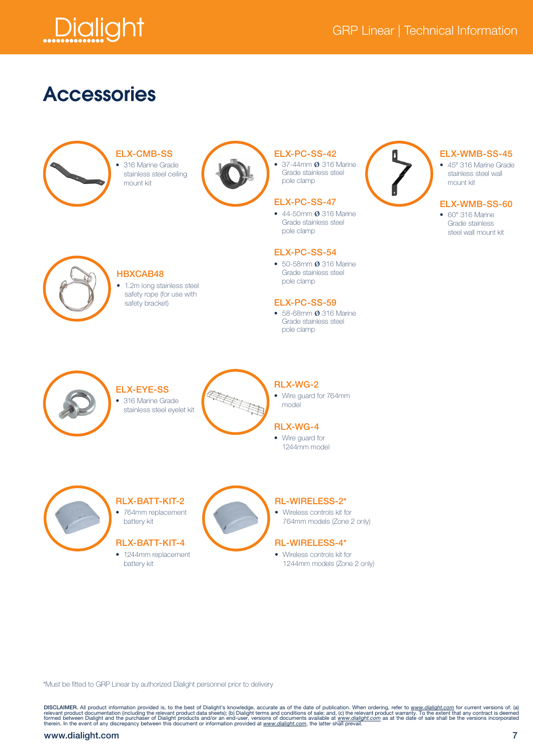# Accessories

### ELX-CMB-SS

- 316 Marine Grade stainless steel ceiling mount kit

### ELX-PC-SS-42

- 37-44mm Ø 316 Marine Grade stainless steel pole clamp

### ELX-PC-SS-47

- 44-50mm Ø 316 Marine Grade stainless steel pole clamp

### ELX-PC-SS-54

- 50-58mm Ø 316 Marine Grade stainless steel pole clamp

### ELX-PC-SS-59

- 58-68mm Ø 316 Marine Grade stainless steel pole clamp

### ELX-WMB-SS-45

- 45° 316 Marine Grade stainless steel wall mount kit

### ELX-WMB-SS-60

- 60° 316 Marine Grade stainless steel wall mount kit

### HBXCAB48

- 1.2m long stainless steel safety rope (for use with safety bracket)

### ELX-EYE-SS

- 316 Marine Grade stainless steel eyelet kit

### RLX-WG-2

- Wire guard for 764mm model

### RLX-WG-4

- Wire guard for 1244mm model

### RLX-BATT-KIT-2

- 764mm replacement battery kit

### RLX-BATT-KIT-4

- 1244mm replacement battery kit

### RL-WIRELESS-2*

- Wireless controls kit for 764mm models (Zone 2 only)

### RL-WIRELESS-4*

- Wireless controls kit for 1244mm models (Zone 2 only)

*Must be fitted to GRP Linear by authorized Dialight personnel prior to delivery

**DISCLAIMER.** All product information provided is, to the best of Dialight's knowledge, accurate as of the date of publication. When ordering, refer to www.dialight.com for current versions of: (a) relevant product documentation (including the relevant product data sheets); (b) Dialight terms and conditions of sale; and, (c) the relevant product warranty. To the extent that any contract is deemed formed between Dialight and the purchaser of Dialight products and/or an end-user, versions of documents available at www.dialight.com as at the date of sale shall be the versions incorporated therein. In the event of any discrepancy between this document or information provided at www.dialight.com, the latter shall prevail.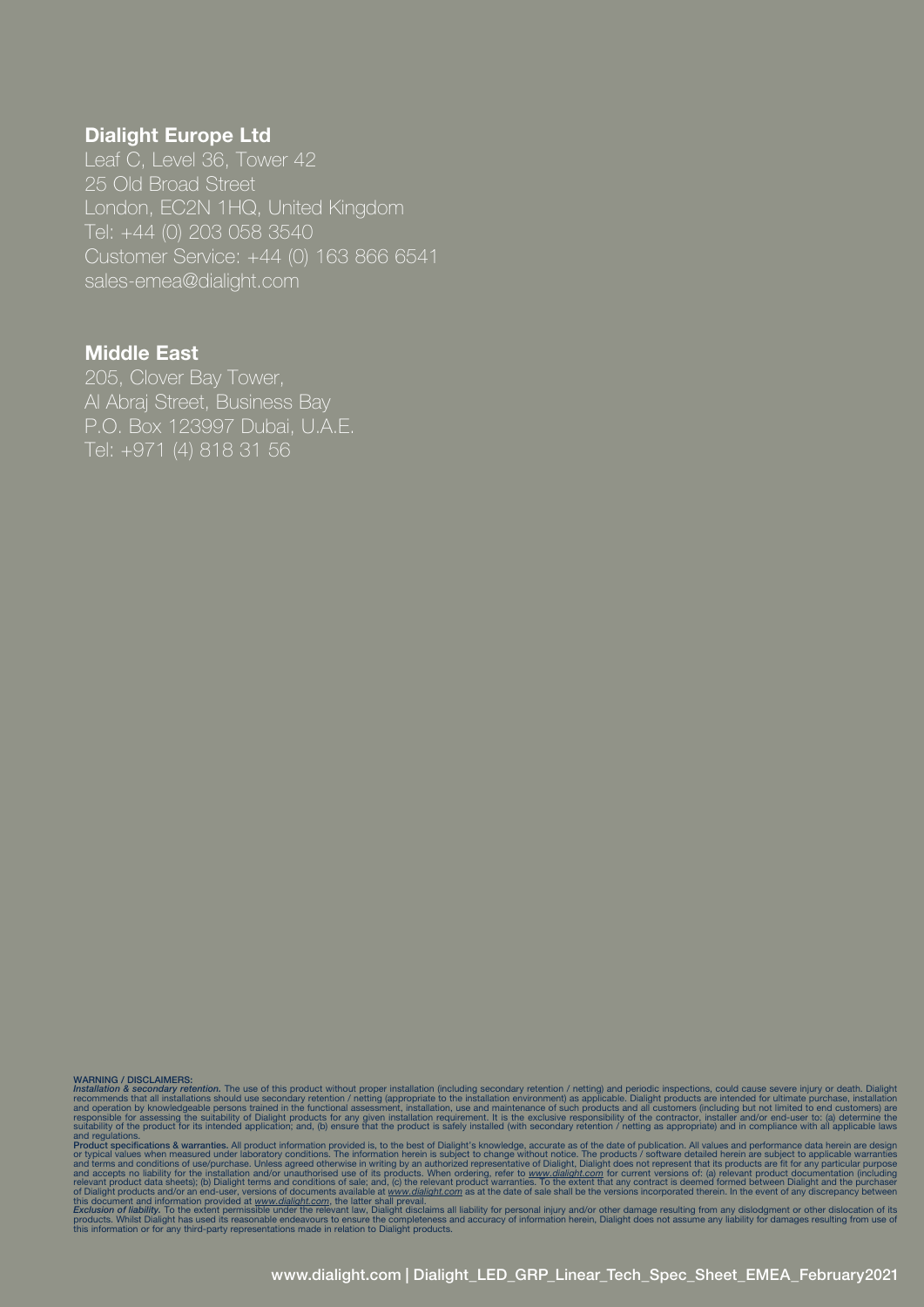**Dialight Europe Ltd**

Leaf C, Level 36, Tower 42
25 Old Broad Street
London, EC2N 1HQ, United Kingdom
Tel: +44 (0) 203 058 3540
Customer Service: +44 (0) 163 866 6541
sales-emea@dialight.com

**Middle East**

205, Clover Bay Tower,
Al Abraj Street, Business Bay
P.O. Box 123997 Dubai, U.A.E.
Tel: +971 (4) 818 31 56

WARNING / DISCLAIMERS:
***Installation & secondary retention.*** The use of this product without proper installation (including secondary retention / netting) and periodic inspections, could cause severe injury or death. Dialight recommends that all installations should use secondary retention / netting (appropriate to the installation environment) as applicable. Dialight products are intended for ultimate purchase, installation and operation by knowledgeable persons trained in the functional assessment, installation, use and maintenance of such products and all customers (including but not limited to end customers) are responsible for assessing the suitability of Dialight products for any given installation requirement. It is the exclusive responsibility of the contractor, installer and/or end-user to: (a) determine the suitability of the product for its intended application; and, (b) ensure that the product is safely installed (with secondary retention / netting as appropriate) and in compliance with all applicable laws and regulations.
**Product specifications & warranties.** All product information provided is, to the best of Dialight's knowledge, accurate as of the date of publication. All values and performance data herein are design or typical values when measured under laboratory conditions. The information herein is subject to change without notice. The products / software detailed herein are subject to applicable warranties and terms and conditions of use/purchase. Unless agreed otherwise in writing by an authorized representative of Dialight, Dialight does not represent that its products are fit for any particular purpose and accepts no liability for the installation and/or unauthorised use of its products. When ordering, refer to *www.dialight.com* for current versions of: (a) relevant product documentation (including relevant product data sheets); (b) Dialight terms and conditions of sale; and, (c) the relevant product warranties. To the extent that any contract is deemed formed between Dialight and the purchaser of Dialight products and/or an end-user, versions of documents available at *www.dialight.com* as at the date of sale shall be the versions incorporated therein. In the event of any discrepancy between this document and information provided at *www.dialight.com*, the latter shall prevail.
***Exclusion of liability.*** To the extent permissible under the relevant law, Dialight disclaims all liability for personal injury and/or other damage resulting from any dislodgment or other dislocation of its products. Whilst Dialight has used its reasonable endeavours to ensure the completeness and accuracy of information herein, Dialight does not assume any liability for damages resulting from use of this information or for any third-party representations made in relation to Dialight products.

www.dialight.com | Dialight_LED_GRP_Linear_Tech_Spec_Sheet_EMEA_February2021